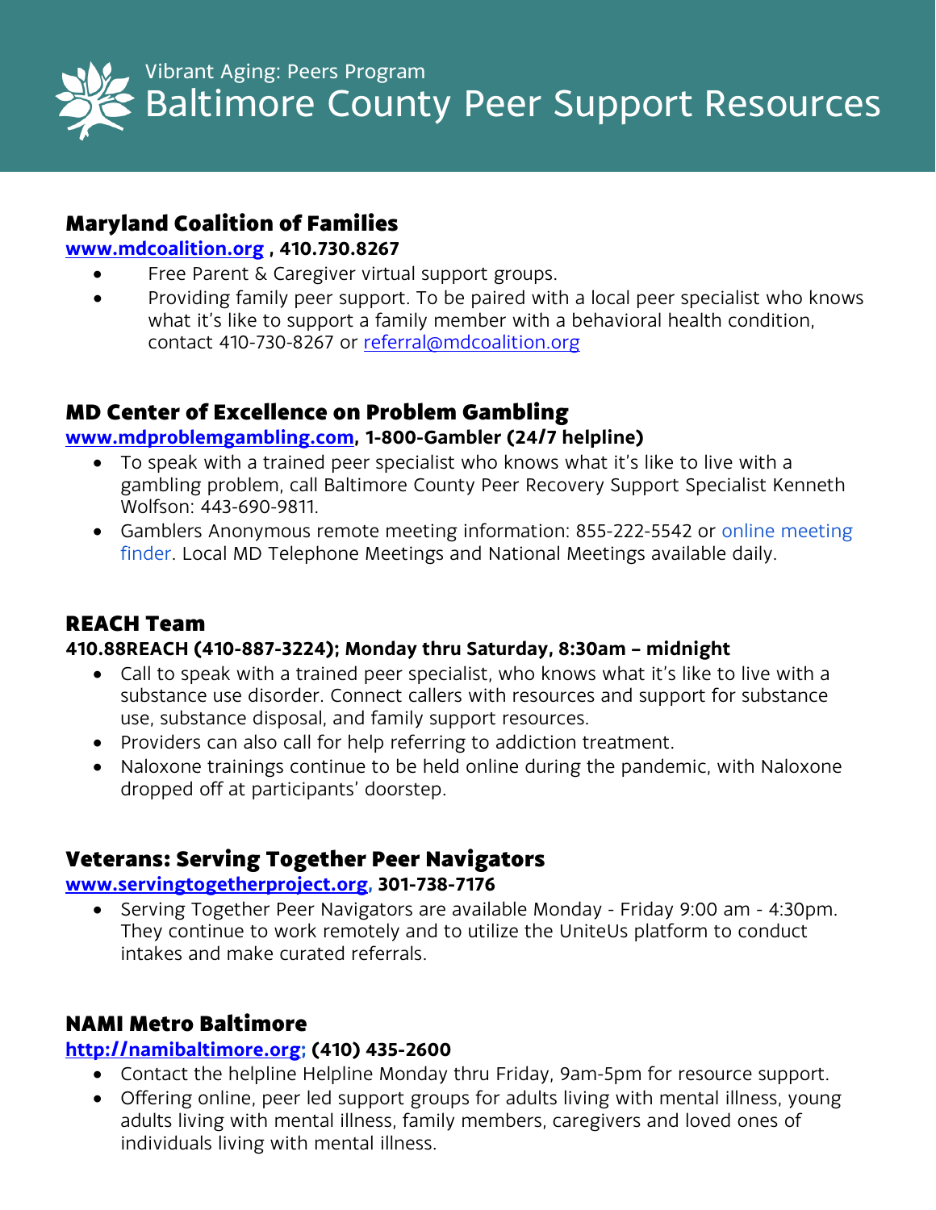Vibrant Aging: Peers Program

# Baltimore County Peer Support Resources

## Maryland Coalition of Families

**www.mdcoalition.org , 410.730.8267**

- Free Parent & Caregiver virtual support groups.
- Providing family peer support. To be paired with a local peer specialist who knows what it's like to support a family member with a behavioral health condition, contact 410-730-8267 or referral@mdcoalition.org

## MD Center of Excellence on Problem Gambling

**www.mdproblemgambling.com, 1-800-Gambler (24/7 helpline)**

- To speak with a trained peer specialist who knows what it's like to live with a gambling problem, call Baltimore County Peer Recovery Support Specialist Kenneth Wolfson: 443-690-9811.
- Gamblers Anonymous remote meeting information: 855-222-5542 or online meeting finder. Local MD Telephone Meetings and National Meetings available daily.

## REACH Team

**410.88REACH (410-887-3224); Monday thru Saturday, 8:30am – midnight**

- Call to speak with a trained peer specialist, who knows what it's like to live with a substance use disorder. Connect callers with resources and support for substance use, substance disposal, and family support resources.
- Providers can also call for help referring to addiction treatment.
- Naloxone trainings continue to be held online during the pandemic, with Naloxone dropped off at participants' doorstep.

## Veterans: Serving Together Peer Navigators

**www.servingtogetherproject.org, 301-738-7176**

- Serving Together Peer Navigators are available Monday - Friday 9:00 am - 4:30pm. They continue to work remotely and to utilize the UniteUs platform to conduct intakes and make curated referrals.

## NAMI Metro Baltimore

**http://namibaltimore.org; (410) 435-2600**

- Contact the helpline Helpline Monday thru Friday, 9am-5pm for resource support.
- Offering online, peer led support groups for adults living with mental illness, young adults living with mental illness, family members, caregivers and loved ones of individuals living with mental illness.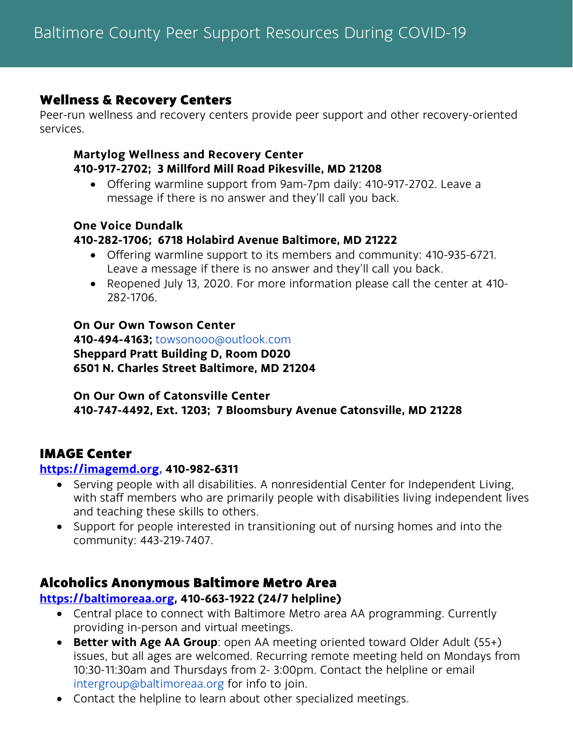# Baltimore County Peer Support Resources During COVID-19

## Wellness & Recovery Centers

Peer-run wellness and recovery centers provide peer support and other recovery-oriented services.

**Martylog Wellness and Recovery Center**
**410-917-2702; 3 Millford Mill Road Pikesville, MD 21208**

- Offering warmline support from 9am-7pm daily: 410-917-2702. Leave a message if there is no answer and they'll call you back.

**One Voice Dundalk**
**410-282-1706; 6718 Holabird Avenue Baltimore, MD 21222**

- Offering warmline support to its members and community: 410-935-6721. Leave a message if there is no answer and they'll call you back.
- Reopened July 13, 2020. For more information please call the center at 410-282-1706.

**On Our Own Towson Center**
**410-494-4163;** towsonooo@outlook.com
**Sheppard Pratt Building D, Room D020**
**6501 N. Charles Street Baltimore, MD 21204**

**On Our Own of Catonsville Center**
**410-747-4492, Ext. 1203; 7 Bloomsbury Avenue Catonsville, MD 21228**

## IMAGE Center

**https://imagemd.org, 410-982-6311**

- Serving people with all disabilities. A nonresidential Center for Independent Living, with staff members who are primarily people with disabilities living independent lives and teaching these skills to others.
- Support for people interested in transitioning out of nursing homes and into the community: 443-219-7407.

## Alcoholics Anonymous Baltimore Metro Area

**https://baltimoreaa.org, 410-663-1922 (24/7 helpline)**

- Central place to connect with Baltimore Metro area AA programming. Currently providing in-person and virtual meetings.
- **Better with Age AA Group**: open AA meeting oriented toward Older Adult (55+) issues, but all ages are welcomed. Recurring remote meeting held on Mondays from 10:30-11:30am and Thursdays from 2- 3:00pm. Contact the helpline or email intergroup@baltimoreaa.org for info to join.
- Contact the helpline to learn about other specialized meetings.